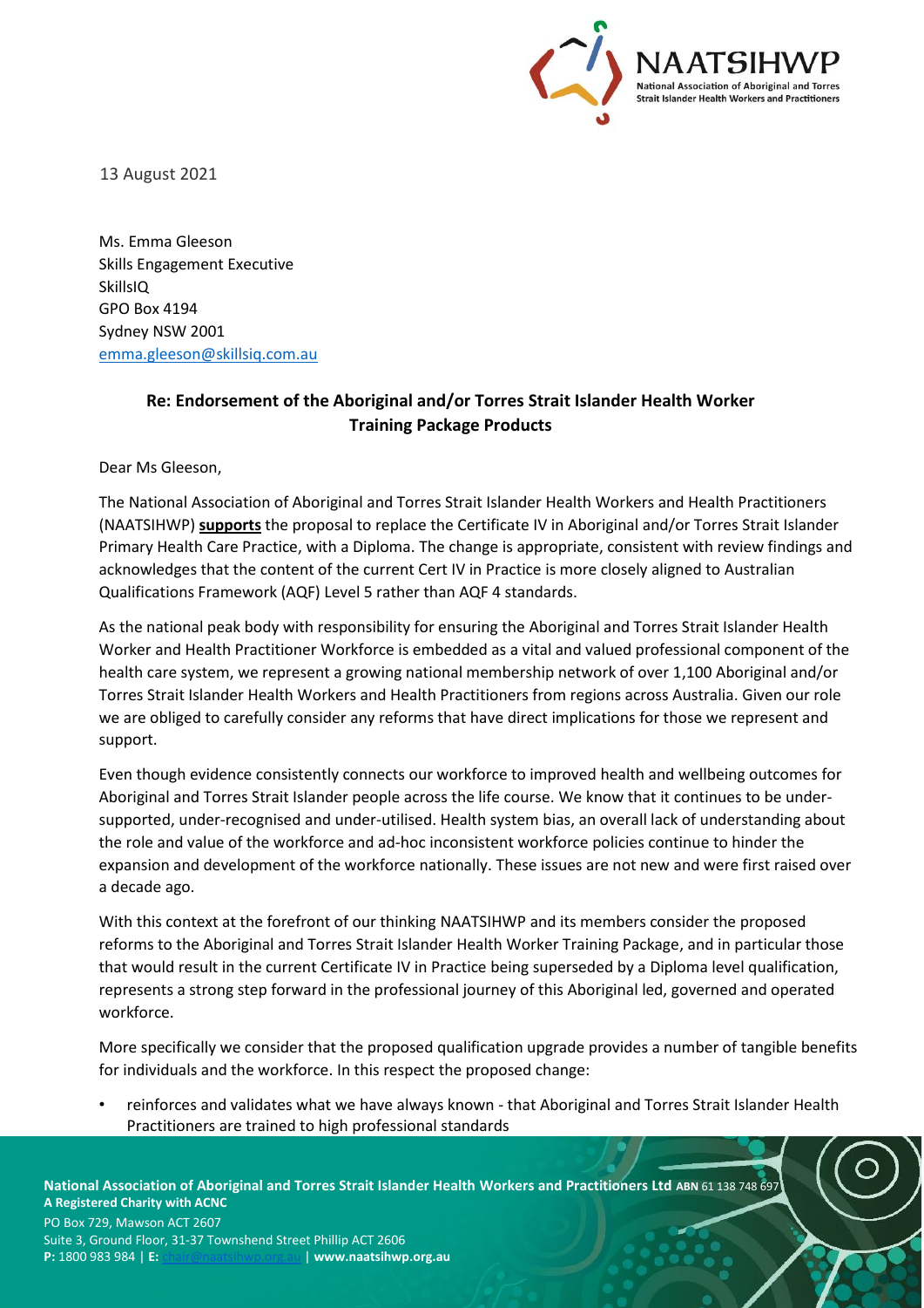13 August 2021

Ms. Emma Gleeson
Skills Engagement Executive
SkillsIQ
GPO Box 4194
Sydney NSW 2001
emma.gleeson@skillsiq.com.au

**Re: Endorsement of the Aboriginal and/or Torres Strait Islander Health Worker Training Package Products**

Dear Ms Gleeson,

The National Association of Aboriginal and Torres Strait Islander Health Workers and Health Practitioners (NAATSIHWP) **supports** the proposal to replace the Certificate IV in Aboriginal and/or Torres Strait Islander Primary Health Care Practice, with a Diploma. The change is appropriate, consistent with review findings and acknowledges that the content of the current Cert IV in Practice is more closely aligned to Australian Qualifications Framework (AQF) Level 5 rather than AQF 4 standards.

As the national peak body with responsibility for ensuring the Aboriginal and Torres Strait Islander Health Worker and Health Practitioner Workforce is embedded as a vital and valued professional component of the health care system, we represent a growing national membership network of over 1,100 Aboriginal and/or Torres Strait Islander Health Workers and Health Practitioners from regions across Australia. Given our role we are obliged to carefully consider any reforms that have direct implications for those we represent and support.

Even though evidence consistently connects our workforce to improved health and wellbeing outcomes for Aboriginal and Torres Strait Islander people across the life course. We know that it continues to be under-supported, under-recognised and under-utilised. Health system bias, an overall lack of understanding about the role and value of the workforce and ad-hoc inconsistent workforce policies continue to hinder the expansion and development of the workforce nationally. These issues are not new and were first raised over a decade ago.

With this context at the forefront of our thinking NAATSIHWP and its members consider the proposed reforms to the Aboriginal and Torres Strait Islander Health Worker Training Package, and in particular those that would result in the current Certificate IV in Practice being superseded by a Diploma level qualification, represents a strong step forward in the professional journey of this Aboriginal led, governed and operated workforce.

More specifically we consider that the proposed qualification upgrade provides a number of tangible benefits for individuals and the workforce. In this respect the proposed change:

- reinforces and validates what we have always known - that Aboriginal and Torres Strait Islander Health Practitioners are trained to high professional standards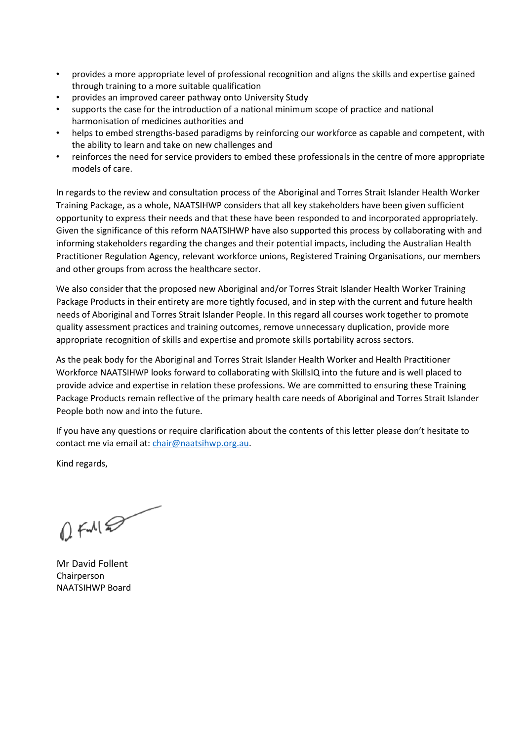- provides a more appropriate level of professional recognition and aligns the skills and expertise gained through training to a more suitable qualification
- provides an improved career pathway onto University Study
- supports the case for the introduction of a national minimum scope of practice and national harmonisation of medicines authorities and
- helps to embed strengths-based paradigms by reinforcing our workforce as capable and competent, with the ability to learn and take on new challenges and
- reinforces the need for service providers to embed these professionals in the centre of more appropriate models of care.

In regards to the review and consultation process of the Aboriginal and Torres Strait Islander Health Worker Training Package, as a whole, NAATSIHWP considers that all key stakeholders have been given sufficient opportunity to express their needs and that these have been responded to and incorporated appropriately. Given the significance of this reform NAATSIHWP have also supported this process by collaborating with and informing stakeholders regarding the changes and their potential impacts, including the Australian Health Practitioner Regulation Agency, relevant workforce unions, Registered Training Organisations, our members and other groups from across the healthcare sector.

We also consider that the proposed new Aboriginal and/or Torres Strait Islander Health Worker Training Package Products in their entirety are more tightly focused, and in step with the current and future health needs of Aboriginal and Torres Strait Islander People. In this regard all courses work together to promote quality assessment practices and training outcomes, remove unnecessary duplication, provide more appropriate recognition of skills and expertise and promote skills portability across sectors.

As the peak body for the Aboriginal and Torres Strait Islander Health Worker and Health Practitioner Workforce NAATSIHWP looks forward to collaborating with SkillsIQ into the future and is well placed to provide advice and expertise in relation these professions. We are committed to ensuring these Training Package Products remain reflective of the primary health care needs of Aboriginal and Torres Strait Islander People both now and into the future.

If you have any questions or require clarification about the contents of this letter please don't hesitate to contact me via email at: chair@naatsihwp.org.au.

Kind regards,

Mr David Follent
Chairperson
NAATSIHWP Board